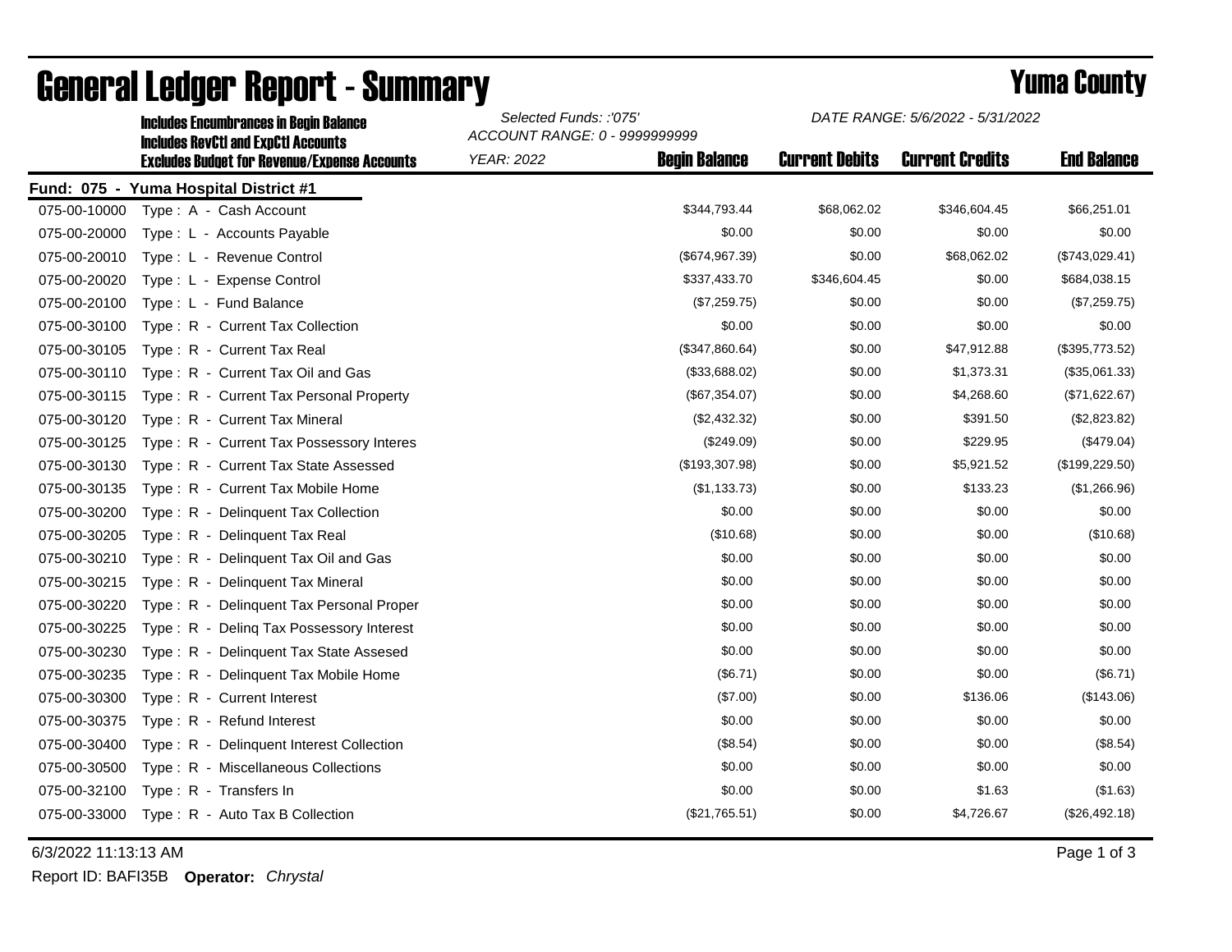# General Ledger Report - Summary

# Yuma County

**Includes Encumbrances in Begin Balance**
**Includes RevCtl and ExpCtl Accounts**
**Excludes Budget for Revenue/Expense Accounts**

*Selected Funds: :'075'*
*ACCOUNT RANGE: 0 - 9999999999*
*YEAR: 2022*

*DATE RANGE: 5/6/2022 - 5/31/2022*

**Fund: 075 - Yuma Hospital District #1**

| Account | Description | Begin Balance | Current Debits | Current Credits | End Balance |
|---|---|---|---|---|---|
| 075-00-10000 | Type : A - Cash Account | $344,793.44 | $68,062.02 | $346,604.45 | $66,251.01 |
| 075-00-20000 | Type : L - Accounts Payable | $0.00 | $0.00 | $0.00 | $0.00 |
| 075-00-20010 | Type : L - Revenue Control | ($674,967.39) | $0.00 | $68,062.02 | ($743,029.41) |
| 075-00-20020 | Type : L - Expense Control | $337,433.70 | $346,604.45 | $0.00 | $684,038.15 |
| 075-00-20100 | Type : L - Fund Balance | ($7,259.75) | $0.00 | $0.00 | ($7,259.75) |
| 075-00-30100 | Type : R - Current Tax Collection | $0.00 | $0.00 | $0.00 | $0.00 |
| 075-00-30105 | Type : R - Current Tax Real | ($347,860.64) | $0.00 | $47,912.88 | ($395,773.52) |
| 075-00-30110 | Type : R - Current Tax Oil and Gas | ($33,688.02) | $0.00 | $1,373.31 | ($35,061.33) |
| 075-00-30115 | Type : R - Current Tax Personal Property | ($67,354.07) | $0.00 | $4,268.60 | ($71,622.67) |
| 075-00-30120 | Type : R - Current Tax Mineral | ($2,432.32) | $0.00 | $391.50 | ($2,823.82) |
| 075-00-30125 | Type : R - Current Tax Possessory Interes | ($249.09) | $0.00 | $229.95 | ($479.04) |
| 075-00-30130 | Type : R - Current Tax State Assessed | ($193,307.98) | $0.00 | $5,921.52 | ($199,229.50) |
| 075-00-30135 | Type : R - Current Tax Mobile Home | ($1,133.73) | $0.00 | $133.23 | ($1,266.96) |
| 075-00-30200 | Type : R - Delinquent Tax Collection | $0.00 | $0.00 | $0.00 | $0.00 |
| 075-00-30205 | Type : R - Delinquent Tax Real | ($10.68) | $0.00 | $0.00 | ($10.68) |
| 075-00-30210 | Type : R - Delinquent Tax Oil and Gas | $0.00 | $0.00 | $0.00 | $0.00 |
| 075-00-30215 | Type : R - Delinquent Tax Mineral | $0.00 | $0.00 | $0.00 | $0.00 |
| 075-00-30220 | Type : R - Delinquent Tax Personal Proper | $0.00 | $0.00 | $0.00 | $0.00 |
| 075-00-30225 | Type : R - Delinq Tax Possessory Interest | $0.00 | $0.00 | $0.00 | $0.00 |
| 075-00-30230 | Type : R - Delinquent Tax State Assesed | $0.00 | $0.00 | $0.00 | $0.00 |
| 075-00-30235 | Type : R - Delinquent Tax Mobile Home | ($6.71) | $0.00 | $0.00 | ($6.71) |
| 075-00-30300 | Type : R - Current Interest | ($7.00) | $0.00 | $136.06 | ($143.06) |
| 075-00-30375 | Type : R - Refund Interest | $0.00 | $0.00 | $0.00 | $0.00 |
| 075-00-30400 | Type : R - Delinquent Interest Collection | ($8.54) | $0.00 | $0.00 | ($8.54) |
| 075-00-30500 | Type : R - Miscellaneous Collections | $0.00 | $0.00 | $0.00 | $0.00 |
| 075-00-32100 | Type : R - Transfers In | $0.00 | $0.00 | $1.63 | ($1.63) |
| 075-00-33000 | Type : R - Auto Tax B Collection | ($21,765.51) | $0.00 | $4,726.67 | ($26,492.18) |

6/3/2022 11:13:13 AM

Report ID: BAFI35B **Operator:** *Chrystal*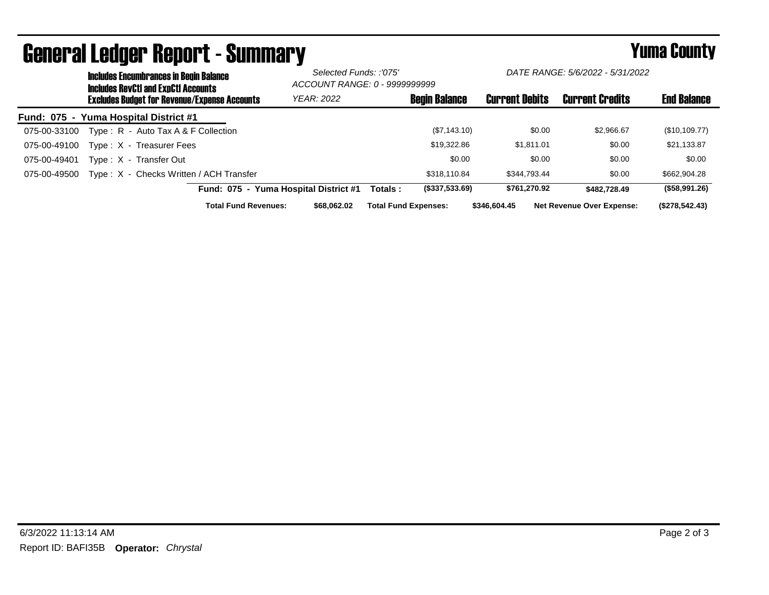# General Ledger Report - Summary

**Yuma County**

**Includes Encumbrances in Begin Balance**
**Includes RevCtl and ExpCtl Accounts**
**Excludes Budget for Revenue/Expense Accounts**

*Selected Funds: :'075'*
*ACCOUNT RANGE: 0 - 9999999999*
*YEAR: 2022*

*DATE RANGE: 5/6/2022 - 5/31/2022*

| | | Begin Balance | Current Debits | Current Credits | End Balance |
|---|---|---|---|---|---|
| **Fund: 075 - Yuma Hospital District #1** | | | | | |
| 075-00-33100 | Type : R - Auto Tax A & F Collection | ($7,143.10) | $0.00 | $2,966.67 | ($10,109.77) |
| 075-00-49100 | Type : X - Treasurer Fees | $19,322.86 | $1,811.01 | $0.00 | $21,133.87 |
| 075-00-49401 | Type : X - Transfer Out | $0.00 | $0.00 | $0.00 | $0.00 |
| 075-00-49500 | Type : X - Checks Written / ACH Transfer | $318,110.84 | $344,793.44 | $0.00 | $662,904.28 |
| | **Fund: 075 - Yuma Hospital District #1 Totals :** | **($337,533.69)** | **$761,270.92** | **$482,728.49** | **($58,991.26)** |

**Total Fund Revenues:** **$68,062.02** **Total Fund Expenses:** **$346,604.45** **Net Revenue Over Expense:** **($278,542.43)**

6/3/2022 11:13:14 AM

Report ID: BAFI35B **Operator:** *Chrystal*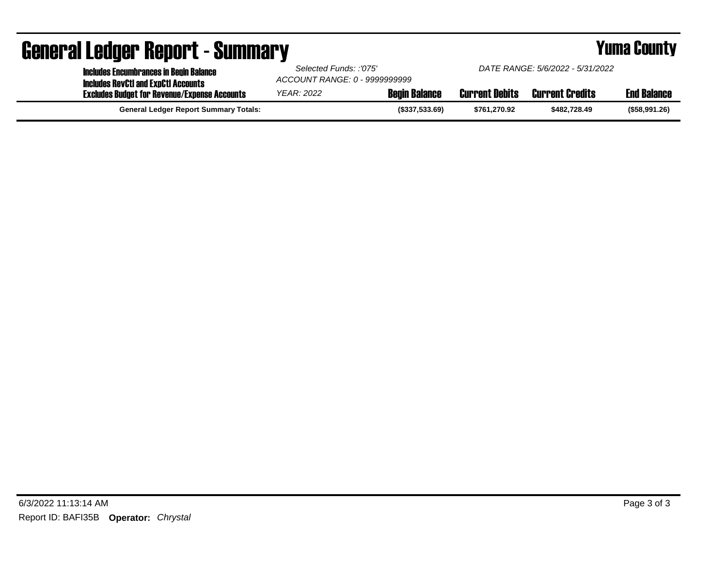# General Ledger Report - Summary

**Yuma County**

**Includes Encumbrances in Begin Balance**
**Includes RevCtl and ExpCtl Accounts**
**Excludes Budget for Revenue/Expense Accounts**

*Selected Funds: :'075'*
*ACCOUNT RANGE: 0 - 9999999999*
*YEAR: 2022*

*DATE RANGE: 5/6/2022 - 5/31/2022*

| | Begin Balance | Current Debits | Current Credits | End Balance |
|---|---|---|---|---|
| **General Ledger Report Summary Totals:** | **($337,533.69)** | **$761,270.92** | **$482,728.49** | **($58,991.26)** |

6/3/2022 11:13:14 AM

Report ID: BAFI35B **Operator:** *Chrystal*